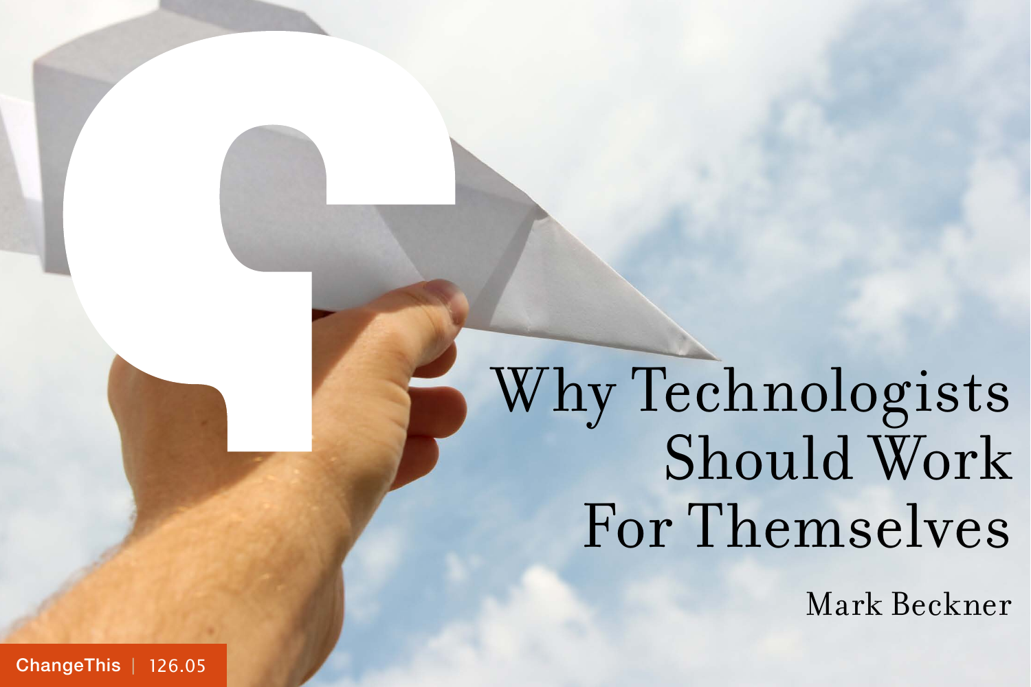# Why Technologists Should Work For Themselves

Mark Beckner

ChangeThis | 126.05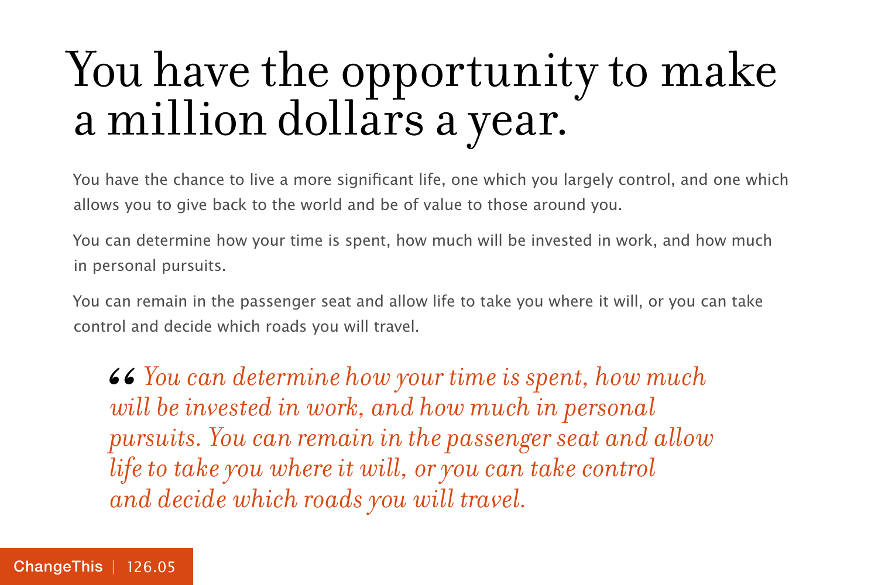# You have the opportunity to make a million dollars a year.

You have the chance to live a more significant life, one which you largely control, and one which allows you to give back to the world and be of value to those around you.

You can determine how your time is spent, how much will be invested in work, and how much in personal pursuits.

You can remain in the passenger seat and allow life to take you where it will, or you can take control and decide which roads you will travel.

> *“You can determine how your time is spent, how much will be invested in work, and how much in personal pursuits. You can remain in the passenger seat and allow life to take you where it will, or you can take control and decide which roads you will travel.*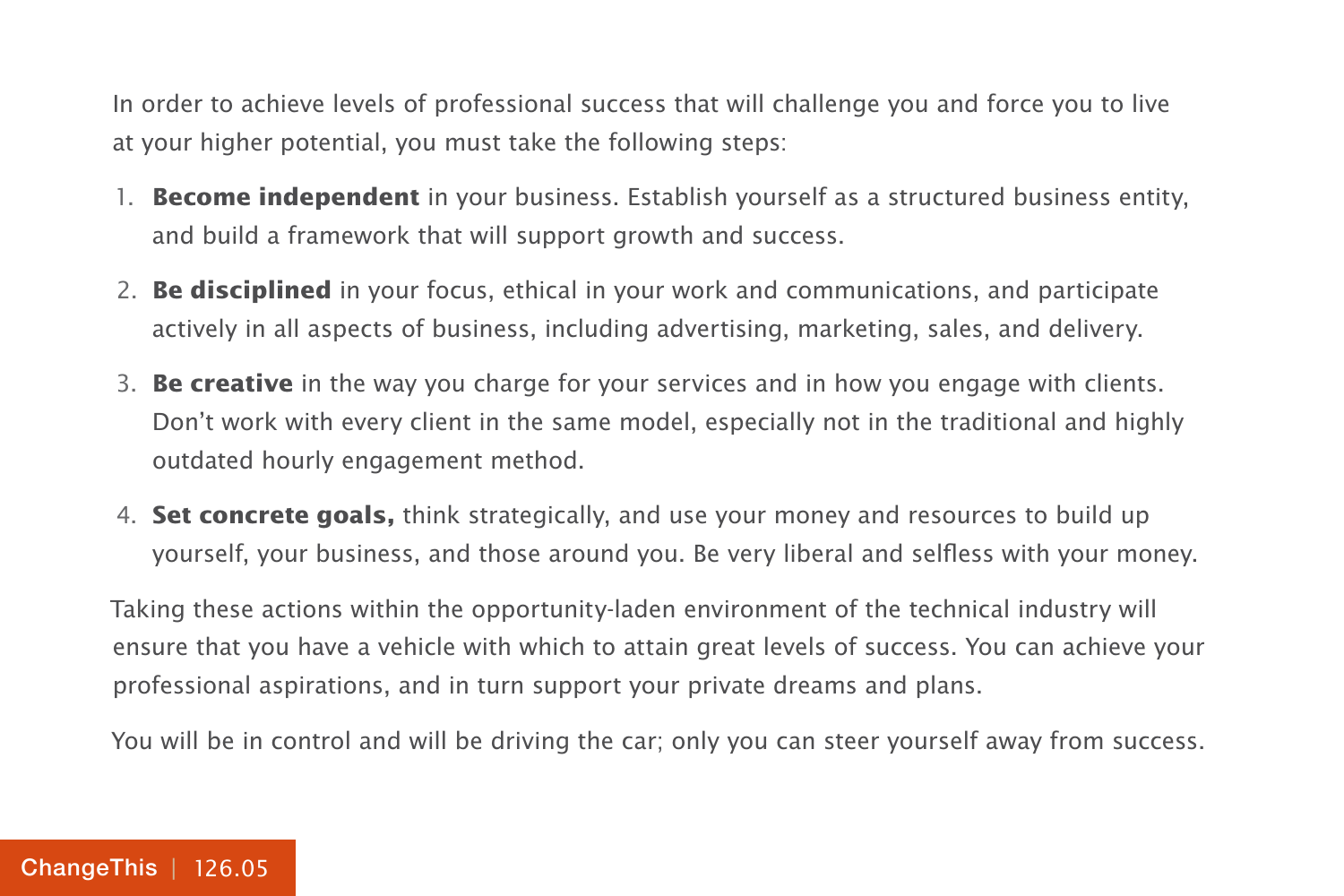In order to achieve levels of professional success that will challenge you and force you to live at your higher potential, you must take the following steps:

1. **Become independent** in your business. Establish yourself as a structured business entity, and build a framework that will support growth and success.
2. **Be disciplined** in your focus, ethical in your work and communications, and participate actively in all aspects of business, including advertising, marketing, sales, and delivery.
3. **Be creative** in the way you charge for your services and in how you engage with clients. Don't work with every client in the same model, especially not in the traditional and highly outdated hourly engagement method.
4. **Set concrete goals,** think strategically, and use your money and resources to build up yourself, your business, and those around you. Be very liberal and selfless with your money.

Taking these actions within the opportunity-laden environment of the technical industry will ensure that you have a vehicle with which to attain great levels of success. You can achieve your professional aspirations, and in turn support your private dreams and plans.

You will be in control and will be driving the car; only you can steer yourself away from success.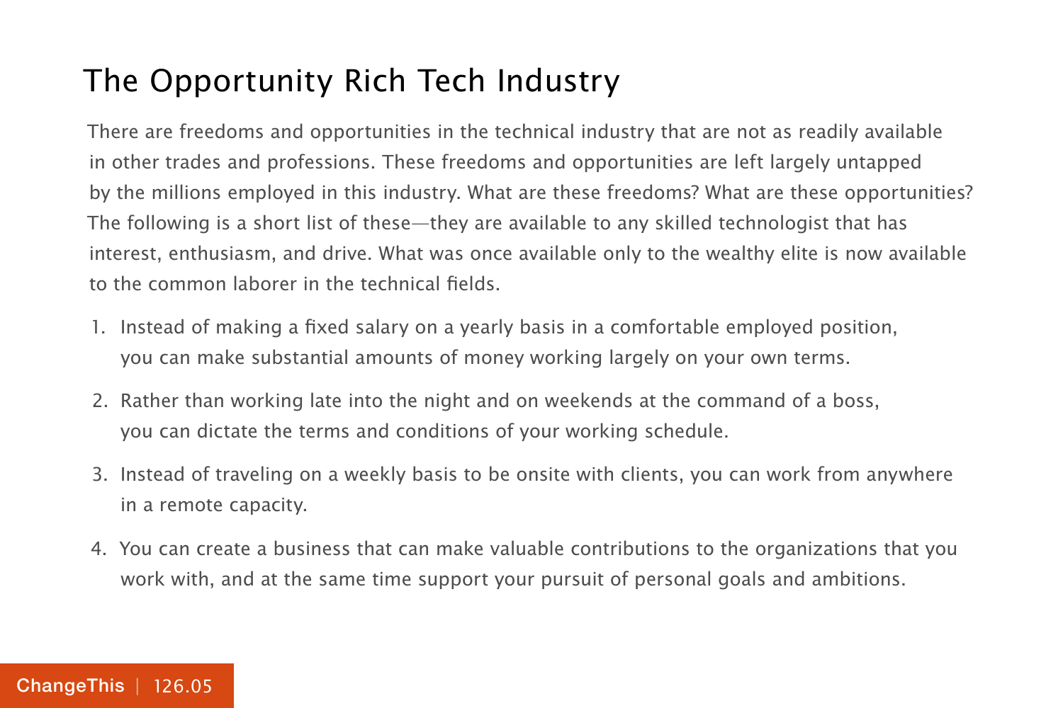# The Opportunity Rich Tech Industry

There are freedoms and opportunities in the technical industry that are not as readily available in other trades and professions. These freedoms and opportunities are left largely untapped by the millions employed in this industry. What are these freedoms? What are these opportunities? The following is a short list of these—they are available to any skilled technologist that has interest, enthusiasm, and drive. What was once available only to the wealthy elite is now available to the common laborer in the technical fields.

1. Instead of making a fixed salary on a yearly basis in a comfortable employed position, you can make substantial amounts of money working largely on your own terms.
2. Rather than working late into the night and on weekends at the command of a boss, you can dictate the terms and conditions of your working schedule.
3. Instead of traveling on a weekly basis to be onsite with clients, you can work from anywhere in a remote capacity.
4. You can create a business that can make valuable contributions to the organizations that you work with, and at the same time support your pursuit of personal goals and ambitions.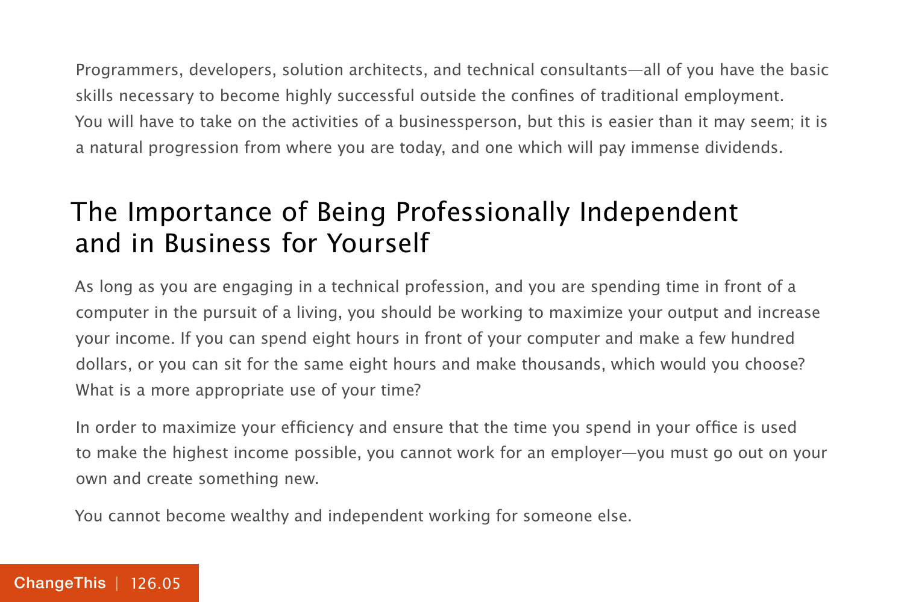Programmers, developers, solution architects, and technical consultants—all of you have the basic skills necessary to become highly successful outside the confines of traditional employment. You will have to take on the activities of a businessperson, but this is easier than it may seem; it is a natural progression from where you are today, and one which will pay immense dividends.

## The Importance of Being Professionally Independent and in Business for Yourself

As long as you are engaging in a technical profession, and you are spending time in front of a computer in the pursuit of a living, you should be working to maximize your output and increase your income. If you can spend eight hours in front of your computer and make a few hundred dollars, or you can sit for the same eight hours and make thousands, which would you choose? What is a more appropriate use of your time?

In order to maximize your efficiency and ensure that the time you spend in your office is used to make the highest income possible, you cannot work for an employer—you must go out on your own and create something new.

You cannot become wealthy and independent working for someone else.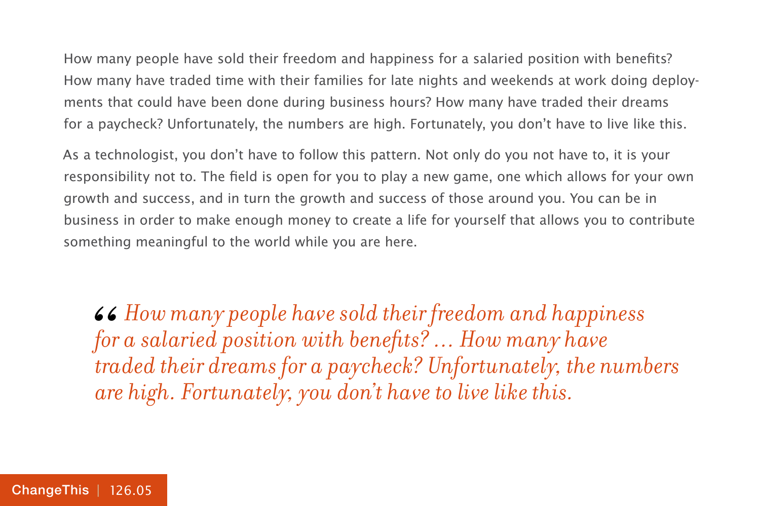How many people have sold their freedom and happiness for a salaried position with benefits? How many have traded time with their families for late nights and weekends at work doing deployments that could have been done during business hours? How many have traded their dreams for a paycheck? Unfortunately, the numbers are high. Fortunately, you don't have to live like this.

As a technologist, you don't have to follow this pattern. Not only do you not have to, it is your responsibility not to. The field is open for you to play a new game, one which allows for your own growth and success, and in turn the growth and success of those around you. You can be in business in order to make enough money to create a life for yourself that allows you to contribute something meaningful to the world while you are here.

> *"How many people have sold their freedom and happiness for a salaried position with benefits? ... How many have traded their dreams for a paycheck? Unfortunately, the numbers are high. Fortunately, you don't have to live like this.*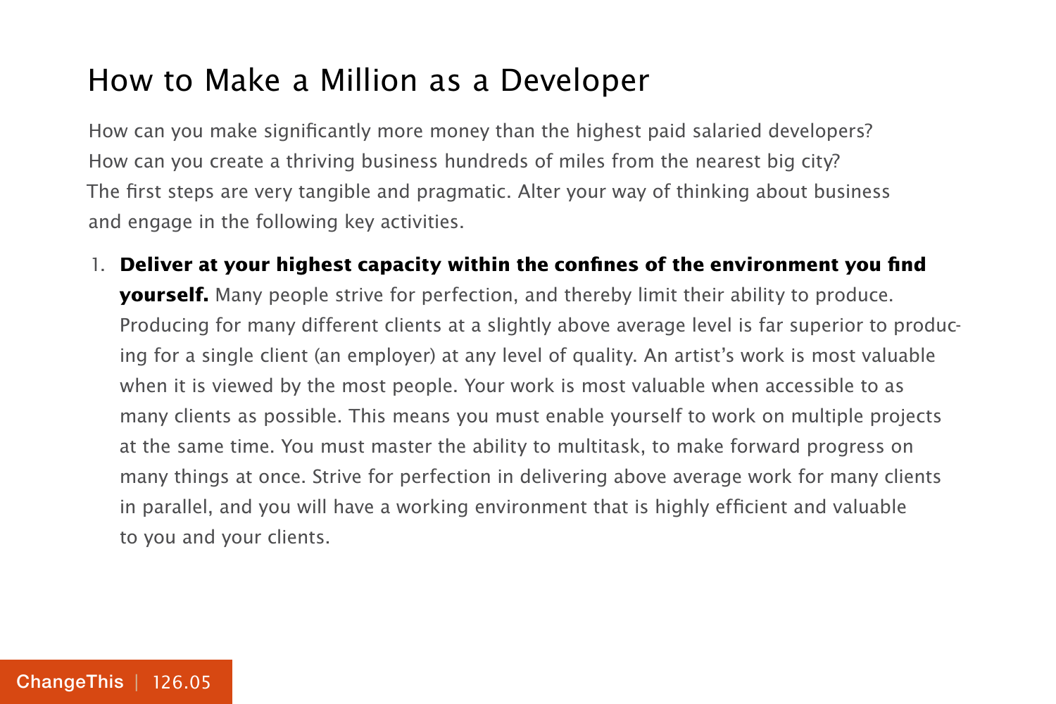# How to Make a Million as a Developer

How can you make significantly more money than the highest paid salaried developers? How can you create a thriving business hundreds of miles from the nearest big city? The first steps are very tangible and pragmatic. Alter your way of thinking about business and engage in the following key activities.

1. **Deliver at your highest capacity within the confines of the environment you find yourself.** Many people strive for perfection, and thereby limit their ability to produce. Producing for many different clients at a slightly above average level is far superior to producing for a single client (an employer) at any level of quality. An artist's work is most valuable when it is viewed by the most people. Your work is most valuable when accessible to as many clients as possible. This means you must enable yourself to work on multiple projects at the same time. You must master the ability to multitask, to make forward progress on many things at once. Strive for perfection in delivering above average work for many clients in parallel, and you will have a working environment that is highly efficient and valuable to you and your clients.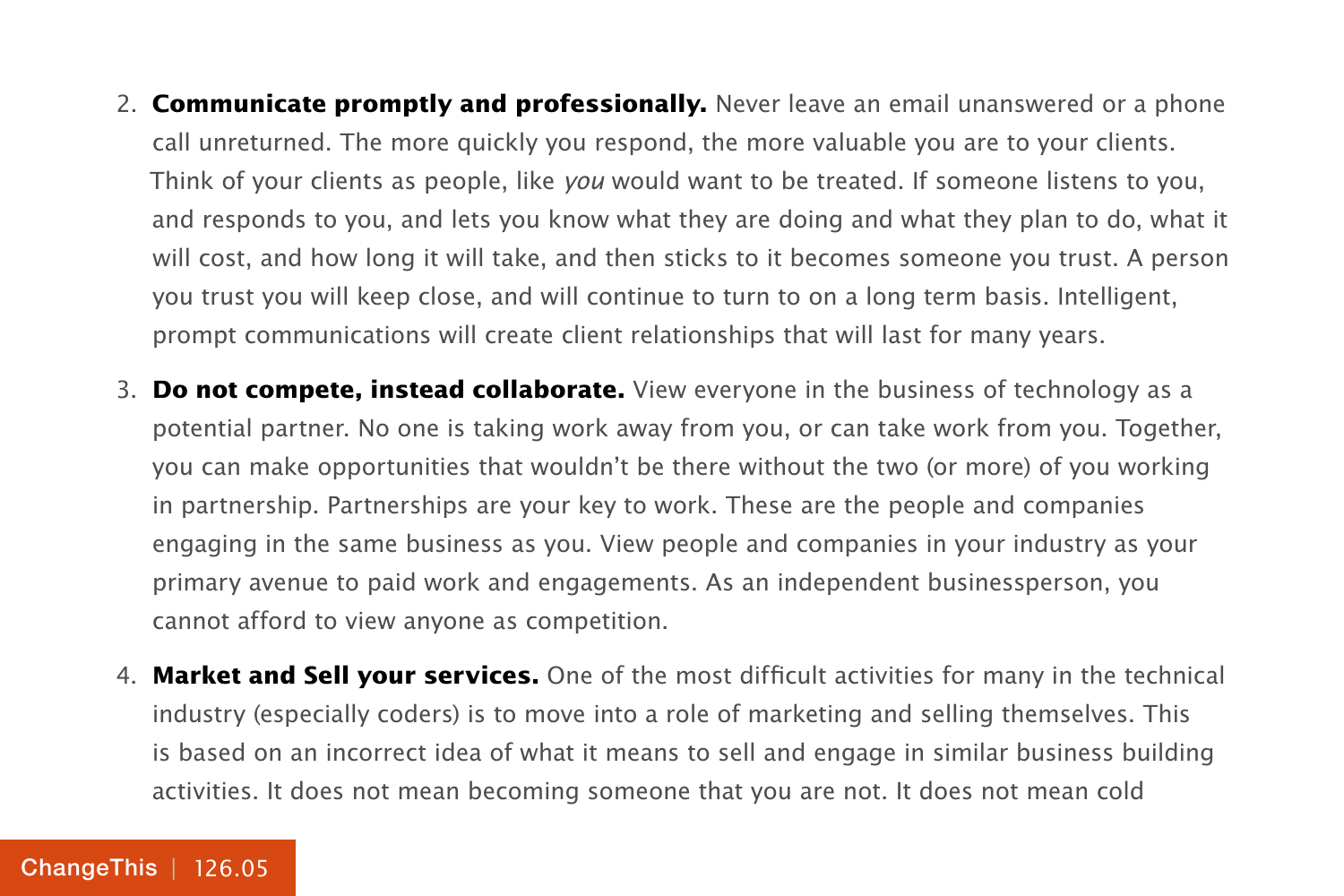2. **Communicate promptly and professionally.** Never leave an email unanswered or a phone call unreturned. The more quickly you respond, the more valuable you are to your clients. Think of your clients as people, like *you* would want to be treated. If someone listens to you, and responds to you, and lets you know what they are doing and what they plan to do, what it will cost, and how long it will take, and then sticks to it becomes someone you trust. A person you trust you will keep close, and will continue to turn to on a long term basis. Intelligent, prompt communications will create client relationships that will last for many years.

3. **Do not compete, instead collaborate.** View everyone in the business of technology as a potential partner. No one is taking work away from you, or can take work from you. Together, you can make opportunities that wouldn't be there without the two (or more) of you working in partnership. Partnerships are your key to work. These are the people and companies engaging in the same business as you. View people and companies in your industry as your primary avenue to paid work and engagements. As an independent businessperson, you cannot afford to view anyone as competition.

4. **Market and Sell your services.** One of the most difficult activities for many in the technical industry (especially coders) is to move into a role of marketing and selling themselves. This is based on an incorrect idea of what it means to sell and engage in similar business building activities. It does not mean becoming someone that you are not. It does not mean cold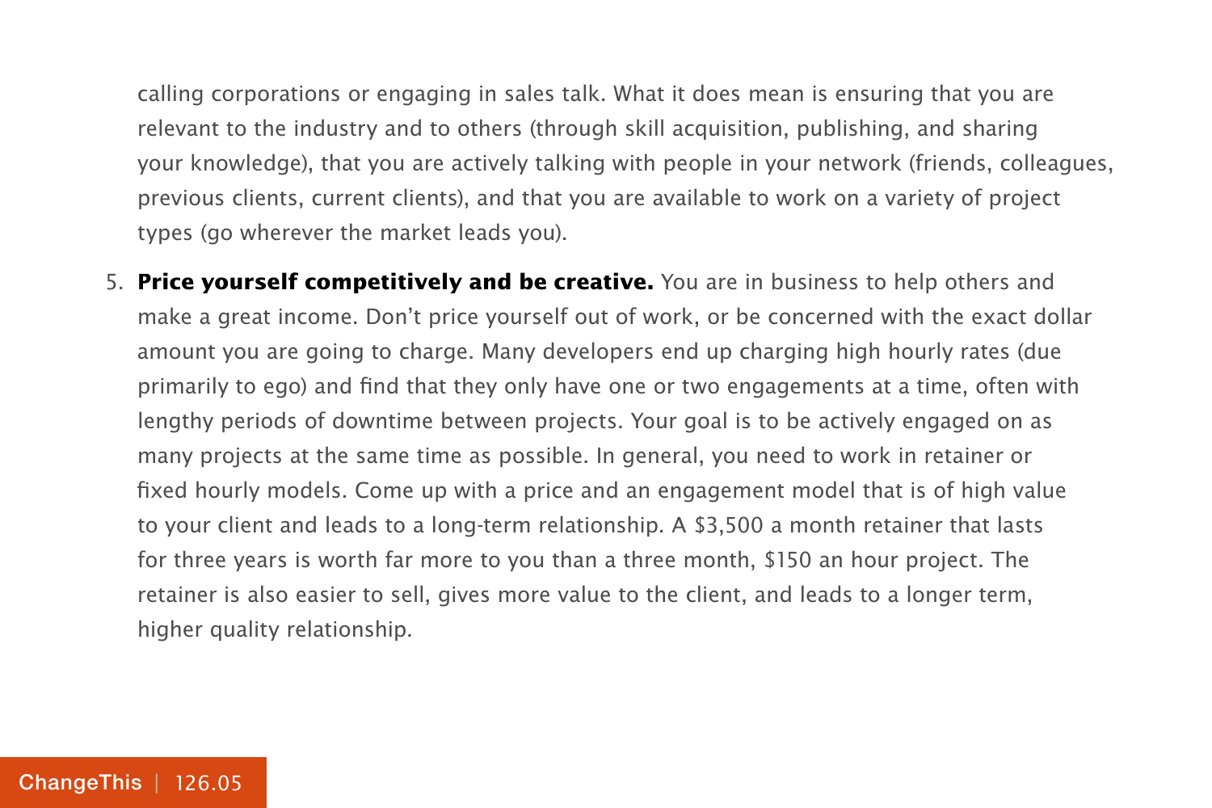calling corporations or engaging in sales talk. What it does mean is ensuring that you are relevant to the industry and to others (through skill acquisition, publishing, and sharing your knowledge), that you are actively talking with people in your network (friends, colleagues, previous clients, current clients), and that you are available to work on a variety of project types (go wherever the market leads you).

5. **Price yourself competitively and be creative.** You are in business to help others and make a great income. Don't price yourself out of work, or be concerned with the exact dollar amount you are going to charge. Many developers end up charging high hourly rates (due primarily to ego) and find that they only have one or two engagements at a time, often with lengthy periods of downtime between projects. Your goal is to be actively engaged on as many projects at the same time as possible. In general, you need to work in retainer or fixed hourly models. Come up with a price and an engagement model that is of high value to your client and leads to a long-term relationship. A $3,500 a month retainer that lasts for three years is worth far more to you than a three month, $150 an hour project. The retainer is also easier to sell, gives more value to the client, and leads to a longer term, higher quality relationship.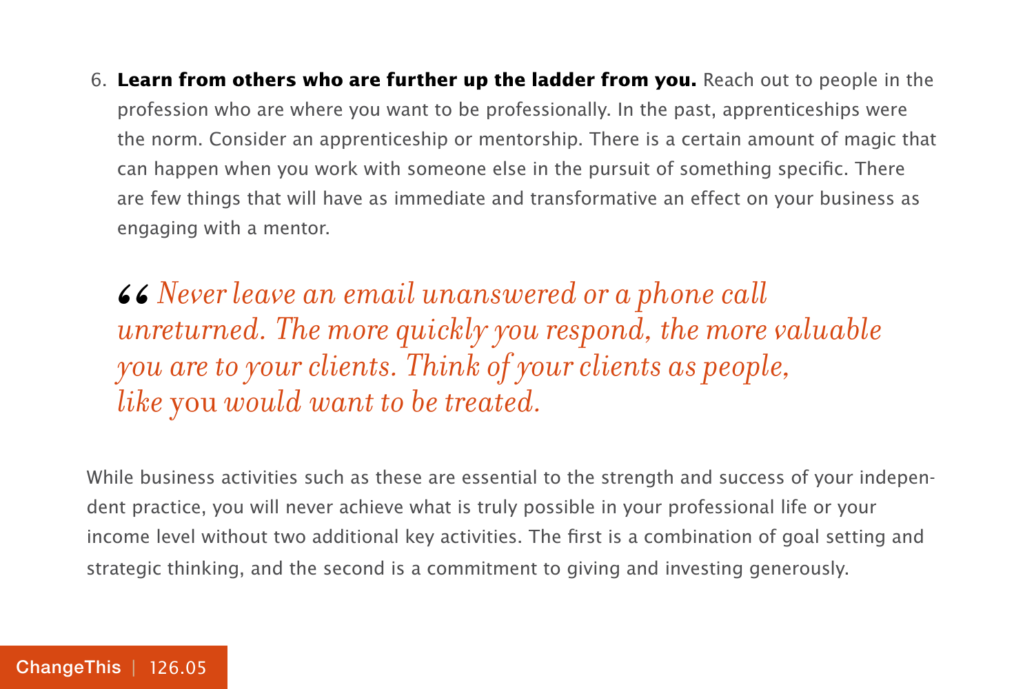6. **Learn from others who are further up the ladder from you.** Reach out to people in the profession who are where you want to be professionally. In the past, apprenticeships were the norm. Consider an apprenticeship or mentorship. There is a certain amount of magic that can happen when you work with someone else in the pursuit of something specific. There are few things that will have as immediate and transformative an effect on your business as engaging with a mentor.

> *“Never leave an email unanswered or a phone call unreturned. The more quickly you respond, the more valuable you are to your clients. Think of your clients as people, like* you *would want to be treated.*

While business activities such as these are essential to the strength and success of your independent practice, you will never achieve what is truly possible in your professional life or your income level without two additional key activities. The first is a combination of goal setting and strategic thinking, and the second is a commitment to giving and investing generously.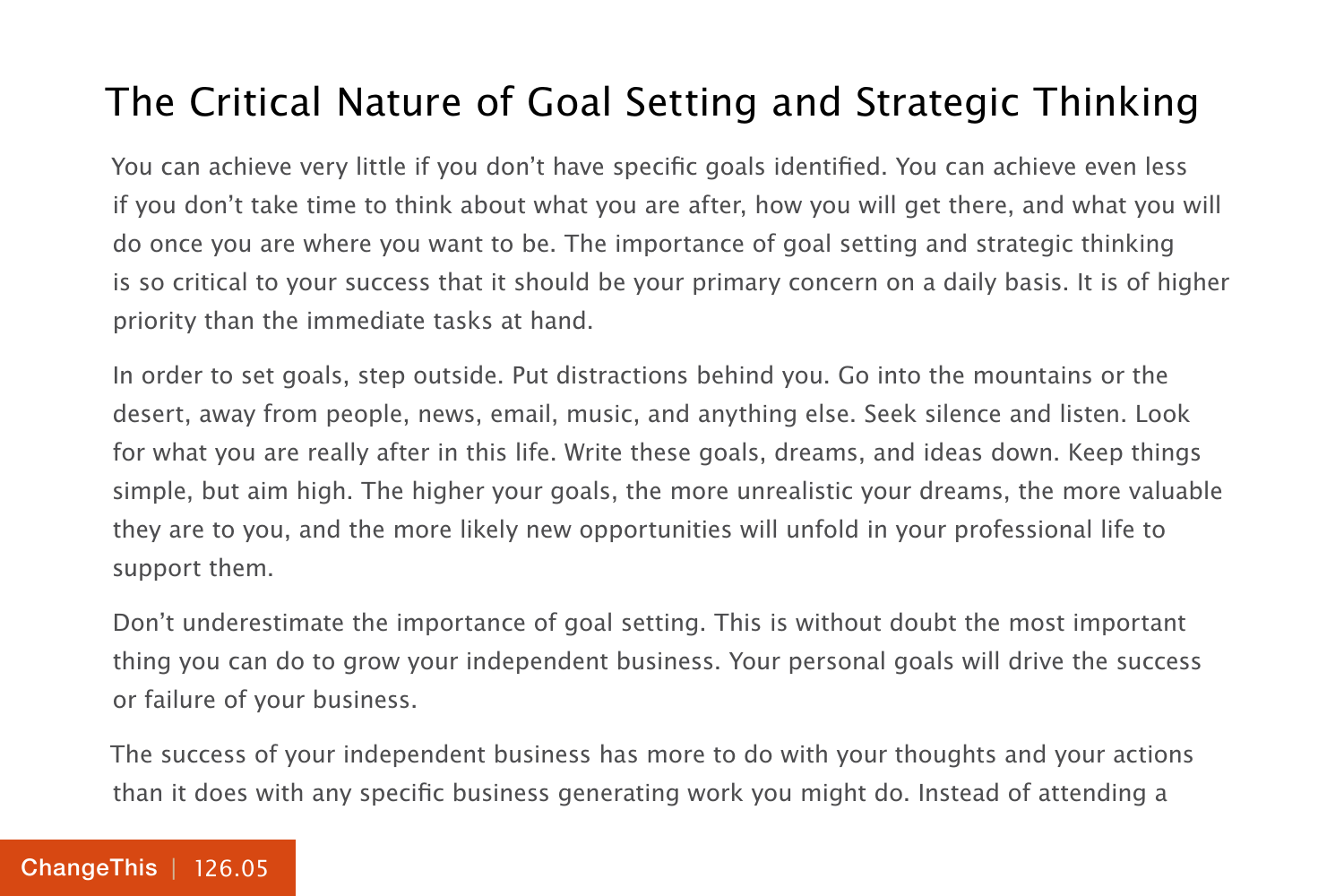## The Critical Nature of Goal Setting and Strategic Thinking

You can achieve very little if you don't have specific goals identified. You can achieve even less if you don't take time to think about what you are after, how you will get there, and what you will do once you are where you want to be. The importance of goal setting and strategic thinking is so critical to your success that it should be your primary concern on a daily basis. It is of higher priority than the immediate tasks at hand.

In order to set goals, step outside. Put distractions behind you. Go into the mountains or the desert, away from people, news, email, music, and anything else. Seek silence and listen. Look for what you are really after in this life. Write these goals, dreams, and ideas down. Keep things simple, but aim high. The higher your goals, the more unrealistic your dreams, the more valuable they are to you, and the more likely new opportunities will unfold in your professional life to support them.

Don't underestimate the importance of goal setting. This is without doubt the most important thing you can do to grow your independent business. Your personal goals will drive the success or failure of your business.

The success of your independent business has more to do with your thoughts and your actions than it does with any specific business generating work you might do. Instead of attending a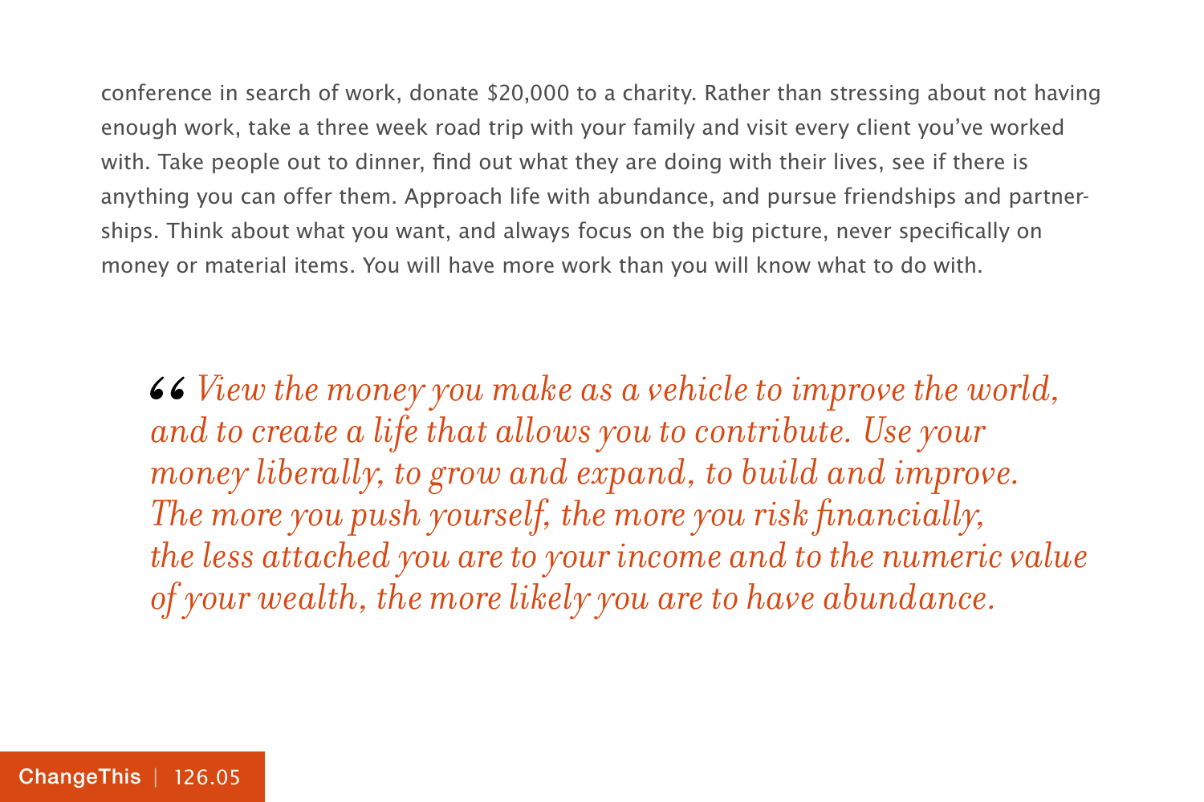conference in search of work, donate $20,000 to a charity. Rather than stressing about not having enough work, take a three week road trip with your family and visit every client you've worked with. Take people out to dinner, find out what they are doing with their lives, see if there is anything you can offer them. Approach life with abundance, and pursue friendships and partnerships. Think about what you want, and always focus on the big picture, never specifically on money or material items. You will have more work than you will know what to do with.

> *“View the money you make as a vehicle to improve the world, and to create a life that allows you to contribute. Use your money liberally, to grow and expand, to build and improve. The more you push yourself, the more you risk financially, the less attached you are to your income and to the numeric value of your wealth, the more likely you are to have abundance.*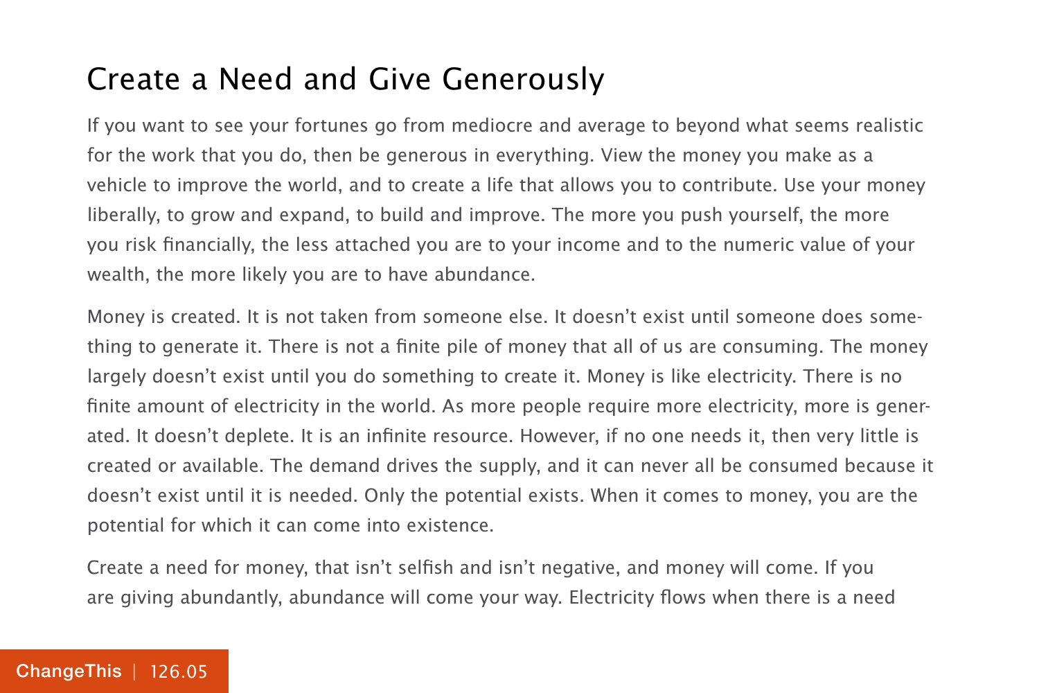## Create a Need and Give Generously

If you want to see your fortunes go from mediocre and average to beyond what seems realistic for the work that you do, then be generous in everything. View the money you make as a vehicle to improve the world, and to create a life that allows you to contribute. Use your money liberally, to grow and expand, to build and improve. The more you push yourself, the more you risk financially, the less attached you are to your income and to the numeric value of your wealth, the more likely you are to have abundance.

Money is created. It is not taken from someone else. It doesn't exist until someone does something to generate it. There is not a finite pile of money that all of us are consuming. The money largely doesn't exist until you do something to create it. Money is like electricity. There is no finite amount of electricity in the world. As more people require more electricity, more is generated. It doesn't deplete. It is an infinite resource. However, if no one needs it, then very little is created or available. The demand drives the supply, and it can never all be consumed because it doesn't exist until it is needed. Only the potential exists. When it comes to money, you are the potential for which it can come into existence.

Create a need for money, that isn't selfish and isn't negative, and money will come. If you are giving abundantly, abundance will come your way. Electricity flows when there is a need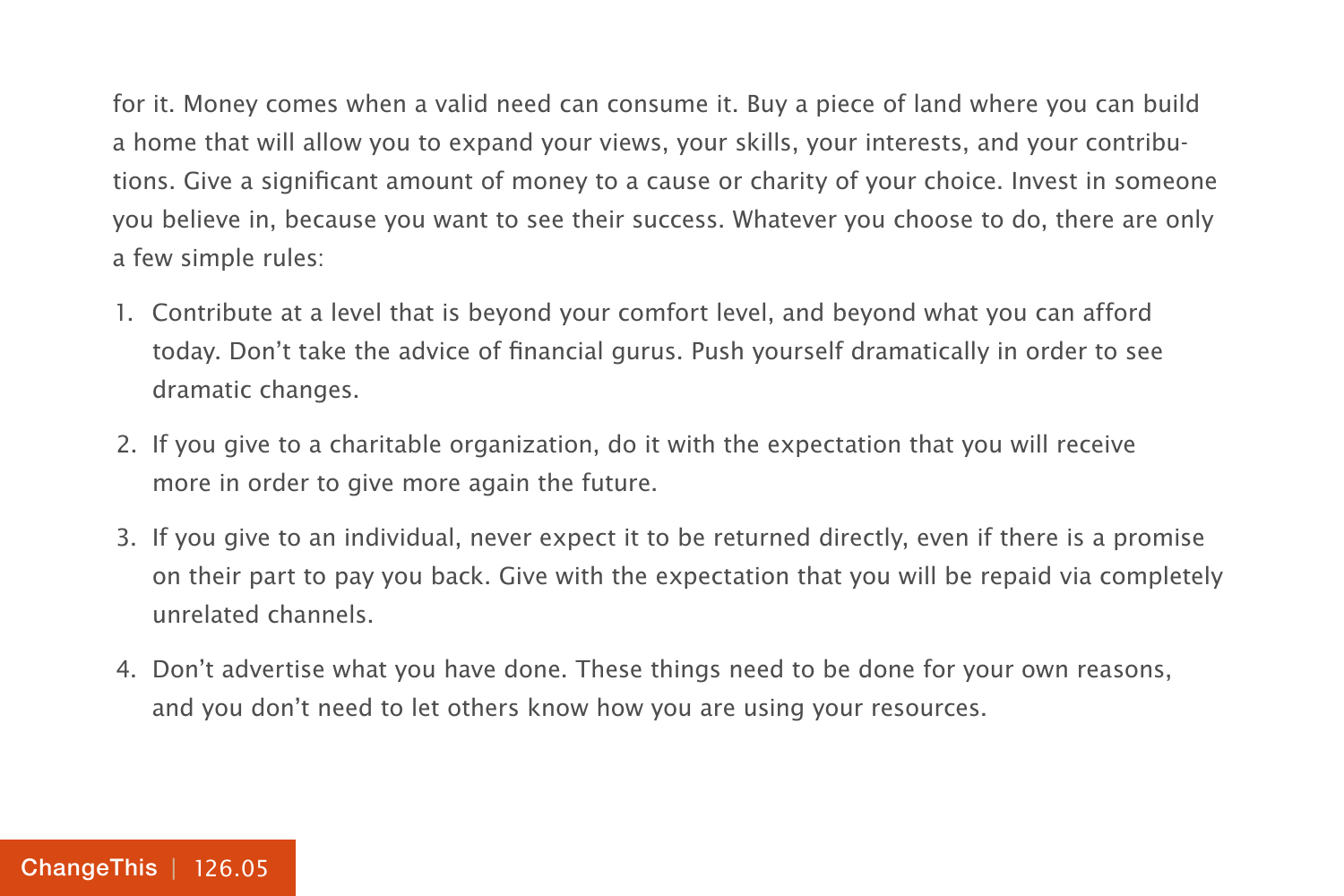for it. Money comes when a valid need can consume it. Buy a piece of land where you can build a home that will allow you to expand your views, your skills, your interests, and your contributions. Give a significant amount of money to a cause or charity of your choice. Invest in someone you believe in, because you want to see their success. Whatever you choose to do, there are only a few simple rules:

1. Contribute at a level that is beyond your comfort level, and beyond what you can afford today. Don't take the advice of financial gurus. Push yourself dramatically in order to see dramatic changes.
2. If you give to a charitable organization, do it with the expectation that you will receive more in order to give more again the future.
3. If you give to an individual, never expect it to be returned directly, even if there is a promise on their part to pay you back. Give with the expectation that you will be repaid via completely unrelated channels.
4. Don't advertise what you have done. These things need to be done for your own reasons, and you don't need to let others know how you are using your resources.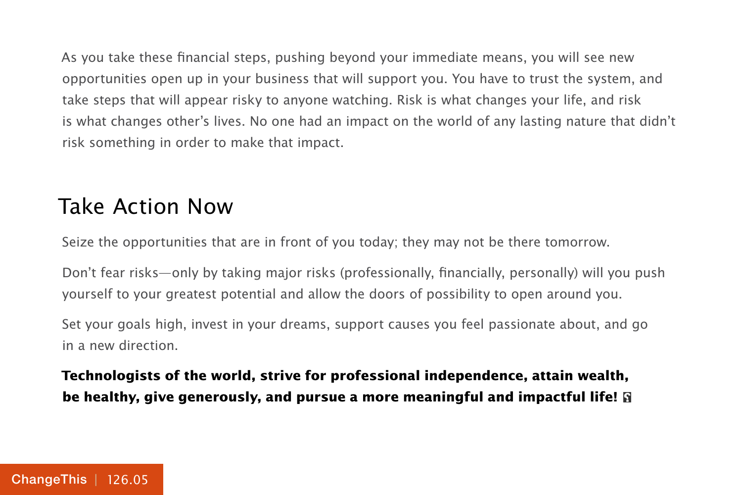As you take these financial steps, pushing beyond your immediate means, you will see new opportunities open up in your business that will support you. You have to trust the system, and take steps that will appear risky to anyone watching. Risk is what changes your life, and risk is what changes other's lives. No one had an impact on the world of any lasting nature that didn't risk something in order to make that impact.

## Take Action Now

Seize the opportunities that are in front of you today; they may not be there tomorrow.

Don't fear risks—only by taking major risks (professionally, financially, personally) will you push yourself to your greatest potential and allow the doors of possibility to open around you.

Set your goals high, invest in your dreams, support causes you feel passionate about, and go in a new direction.

**Technologists of the world, strive for professional independence, attain wealth, be healthy, give generously, and pursue a more meaningful and impactful life!**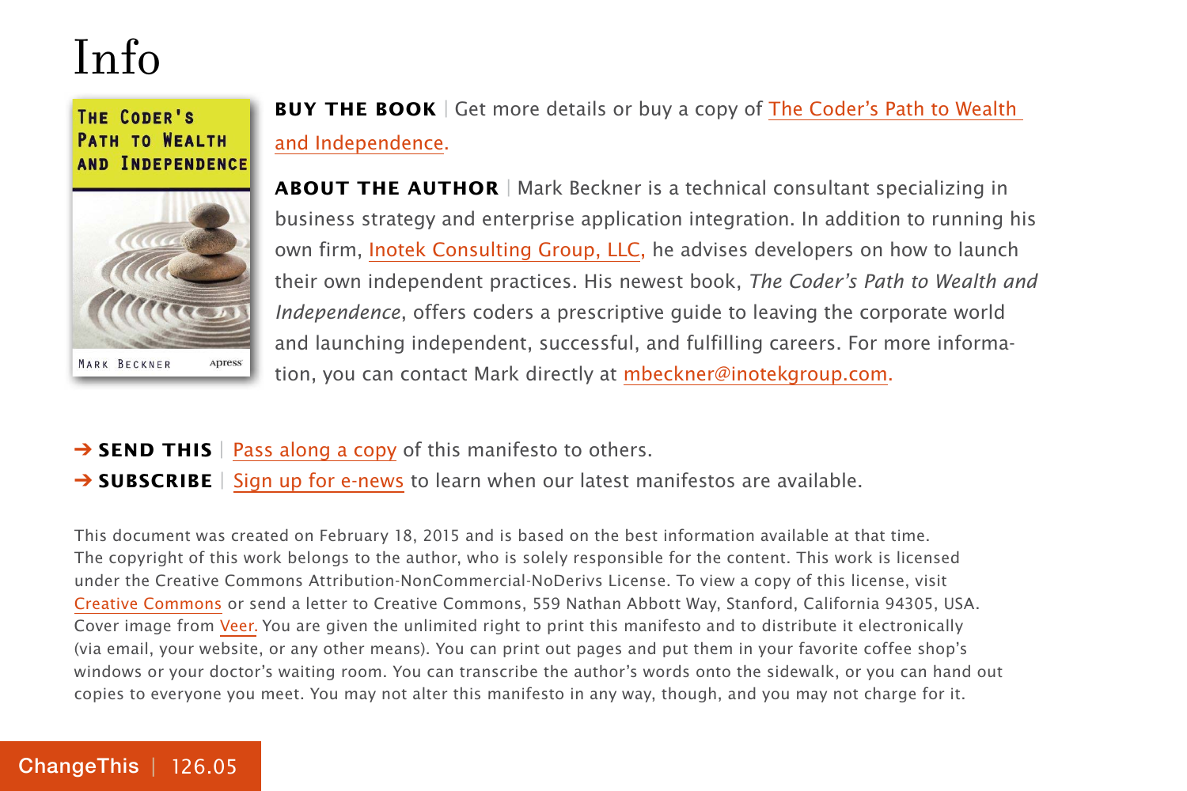# Info

**BUY THE BOOK** | Get more details or buy a copy of The Coder's Path to Wealth and Independence.

**ABOUT THE AUTHOR** | Mark Beckner is a technical consultant specializing in business strategy and enterprise application integration. In addition to running his own firm, Inotek Consulting Group, LLC, he advises developers on how to launch their own independent practices. His newest book, *The Coder's Path to Wealth and Independence*, offers coders a prescriptive guide to leaving the corporate world and launching independent, successful, and fulfilling careers. For more information, you can contact Mark directly at mbeckner@inotekgroup.com.

➔ **SEND THIS** | Pass along a copy of this manifesto to others.

➔ **SUBSCRIBE** | Sign up for e-news to learn when our latest manifestos are available.

This document was created on February 18, 2015 and is based on the best information available at that time. The copyright of this work belongs to the author, who is solely responsible for the content. This work is licensed under the Creative Commons Attribution-NonCommercial-NoDerivs License. To view a copy of this license, visit Creative Commons or send a letter to Creative Commons, 559 Nathan Abbott Way, Stanford, California 94305, USA. Cover image from Veer. You are given the unlimited right to print this manifesto and to distribute it electronically (via email, your website, or any other means). You can print out pages and put them in your favorite coffee shop's windows or your doctor's waiting room. You can transcribe the author's words onto the sidewalk, or you can hand out copies to everyone you meet. You may not alter this manifesto in any way, though, and you may not charge for it.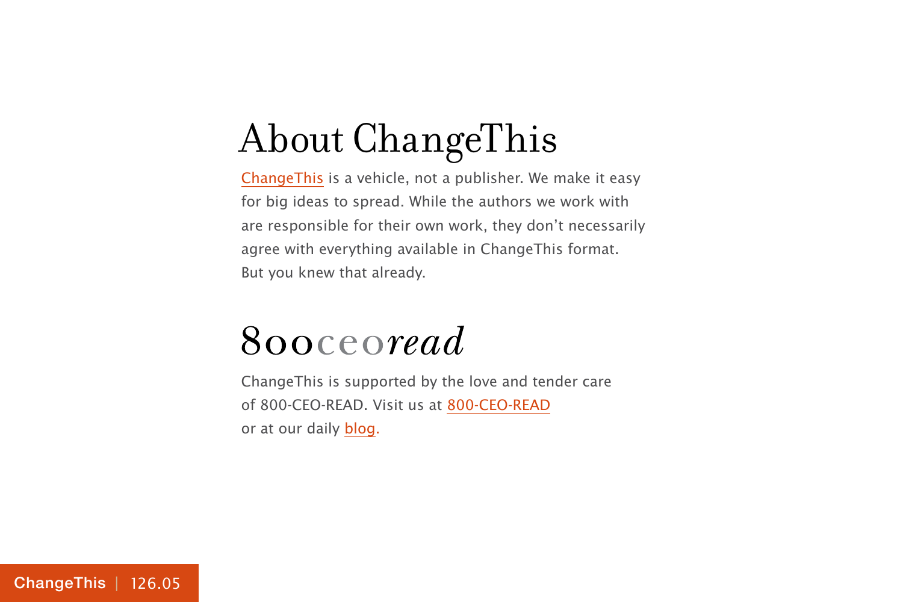# About ChangeThis

ChangeThis is a vehicle, not a publisher. We make it easy for big ideas to spread. While the authors we work with are responsible for their own work, they don't necessarily agree with everything available in ChangeThis format. But you knew that already.

# 800ceoread

ChangeThis is supported by the love and tender care of 800-CEO-READ. Visit us at 800-CEO-READ or at our daily blog.